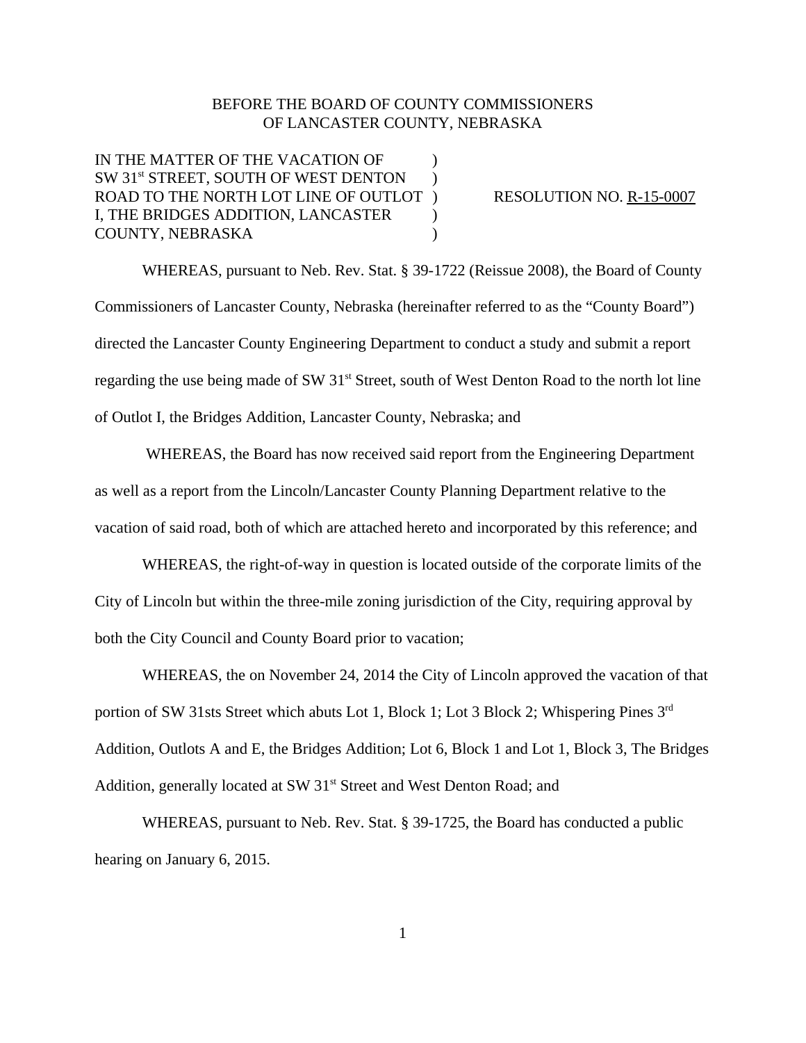BEFORE THE BOARD OF COUNTY COMMISSIONERS
OF LANCASTER COUNTY, NEBRASKA

IN THE MATTER OF THE VACATION OF SW 31st STREET, SOUTH OF WEST DENTON ROAD TO THE NORTH LOT LINE OF OUTLOT I, THE BRIDGES ADDITION, LANCASTER COUNTY, NEBRASKA )

RESOLUTION NO. R-15-0007

WHEREAS, pursuant to Neb. Rev. Stat. § 39-1722 (Reissue 2008), the Board of County Commissioners of Lancaster County, Nebraska (hereinafter referred to as the "County Board") directed the Lancaster County Engineering Department to conduct a study and submit a report regarding the use being made of SW 31st Street, south of West Denton Road to the north lot line of Outlot I, the Bridges Addition, Lancaster County, Nebraska; and

WHEREAS, the Board has now received said report from the Engineering Department as well as a report from the Lincoln/Lancaster County Planning Department relative to the vacation of said road, both of which are attached hereto and incorporated by this reference; and

WHEREAS, the right-of-way in question is located outside of the corporate limits of the City of Lincoln but within the three-mile zoning jurisdiction of the City, requiring approval by both the City Council and County Board prior to vacation;

WHEREAS, the on November 24, 2014 the City of Lincoln approved the vacation of that portion of SW 31sts Street which abuts Lot 1, Block 1; Lot 3 Block 2; Whispering Pines 3rd Addition, Outlots A and E, the Bridges Addition; Lot 6, Block 1 and Lot 1, Block 3, The Bridges Addition, generally located at SW 31st Street and West Denton Road; and

WHEREAS, pursuant to Neb. Rev. Stat. § 39-1725, the Board has conducted a public hearing on January 6, 2015.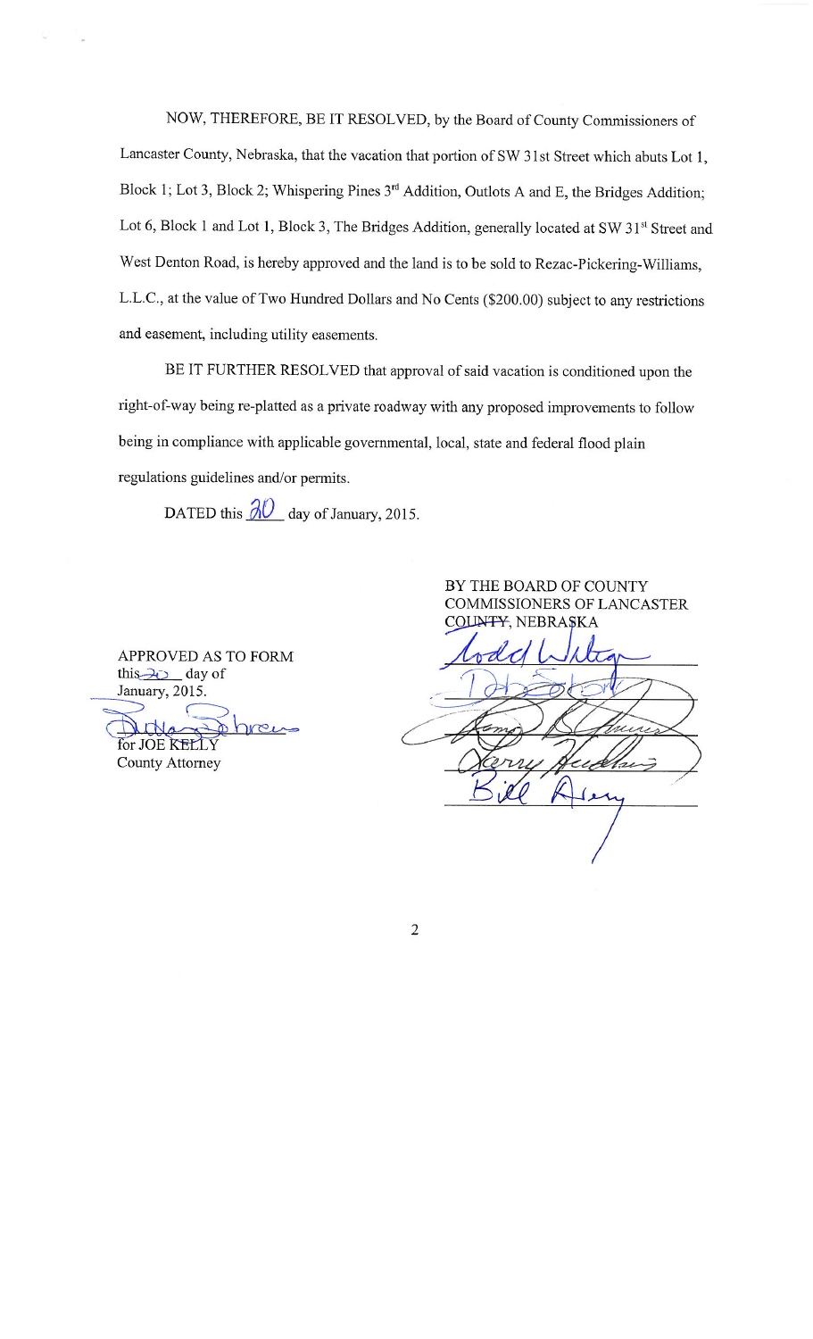NOW, THEREFORE, BE IT RESOLVED, by the Board of County Commissioners of Lancaster County, Nebraska, that the vacation that portion of SW 31st Street which abuts Lot 1, Block 1; Lot 3, Block 2; Whispering Pines 3rd Addition, Outlots A and E, the Bridges Addition; Lot 6, Block 1 and Lot 1, Block 3, The Bridges Addition, generally located at SW 31st Street and West Denton Road, is hereby approved and the land is to be sold to Rezac-Pickering-Williams, L.L.C., at the value of Two Hundred Dollars and No Cents ($200.00) subject to any restrictions and easement, including utility easements.

BE IT FURTHER RESOLVED that approval of said vacation is conditioned upon the right-of-way being re-platted as a private roadway with any proposed improvements to follow being in compliance with applicable governmental, local, state and federal flood plain regulations guidelines and/or permits.

DATED this 20 day of January, 2015.

BY THE BOARD OF COUNTY COMMISSIONERS OF LANCASTER COUNTY, NEBRASKA

Todd Wiltgen

Deb Schorr

Roma Amundson

Larry Hudkins

Bill Avery

APPROVED AS TO FORM
this 20 day of
January, 2015.

for JOE KELLY
County Attorney